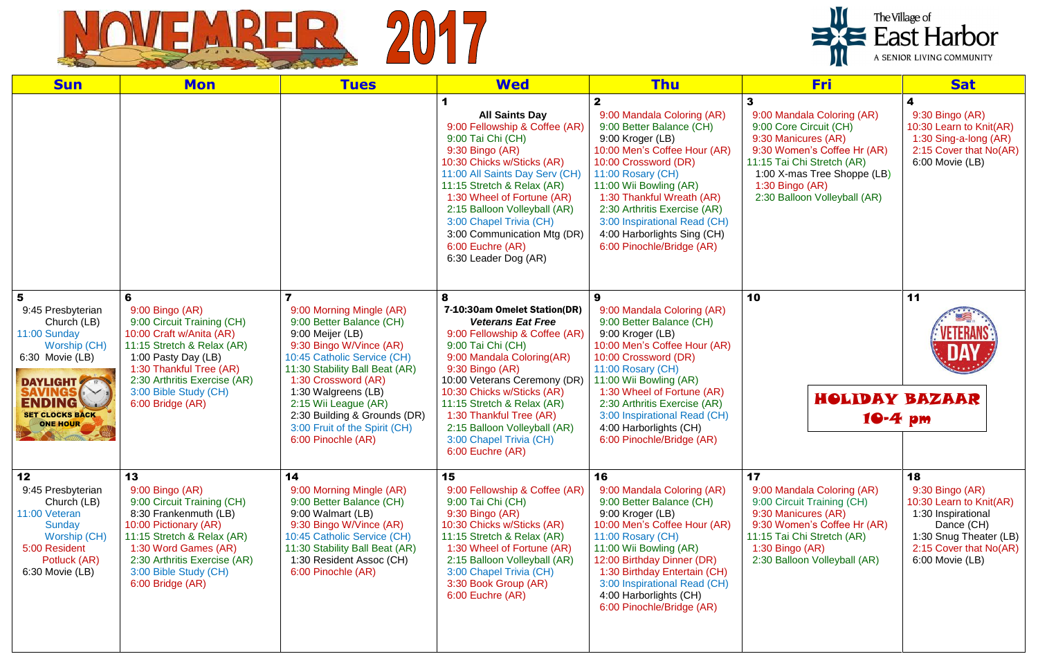# NOVEMBER 2017

The Village of East Harbor
A SENIOR LIVING COMMUNITY

| Sun | Mon | Tues | Wed | Thu | Fri | Sat |
|---|---|---|---|---|---|---|
| | | | **1**<br>**All Saints Day**<br>9:00 Fellowship & Coffee (AR)<br>9:00 Tai Chi (CH)<br>9:30 Bingo (AR)<br>10:30 Chicks w/Sticks (AR)<br>11:00 All Saints Day Serv (CH)<br>11:15 Stretch & Relax (AR)<br>1:30 Wheel of Fortune (AR)<br>2:15 Balloon Volleyball (AR)<br>3:00 Chapel Trivia (CH)<br>3:00 Communication Mtg (DR)<br>6:00 Euchre (AR)<br>6:30 Leader Dog (AR) | **2**<br>9:00 Mandala Coloring (AR)<br>9:00 Better Balance (CH)<br>9:00 Kroger (LB)<br>10:00 Men's Coffee Hour (AR)<br>10:00 Crossword (DR)<br>11:00 Rosary (CH)<br>11:00 Wii Bowling (AR)<br>1:30 Thankful Wreath (AR)<br>2:30 Arthritis Exercise (AR)<br>3:00 Inspirational Read (CH)<br>4:00 Harborlights Sing (CH)<br>6:00 Pinochle/Bridge (AR) | **3**<br>9:00 Mandala Coloring (AR)<br>9:00 Core Circuit (CH)<br>9:30 Manicures (AR)<br>9:30 Women's Coffee Hr (AR)<br>11:15 Tai Chi Stretch (AR)<br>1:00 X-mas Tree Shoppe (LB)<br>1:30 Bingo (AR)<br>2:30 Balloon Volleyball (AR) | **4**<br>9:30 Bingo (AR)<br>10:30 Learn to Knit(AR)<br>1:30 Sing-a-long (AR)<br>2:15 Cover that No(AR)<br>6:00 Movie (LB) |
| **5**<br>9:45 Presbyterian Church (LB)<br>11:00 Sunday Worship (CH)<br>6:30 Movie (LB)<br>DAYLIGHT SAVINGS ENDING<br>SET CLOCKS BACK ONE HOUR | **6**<br>9:00 Bingo (AR)<br>9:00 Circuit Training (CH)<br>10:00 Craft w/Anita (AR)<br>11:15 Stretch & Relax (AR)<br>1:00 Pasty Day (LB)<br>1:30 Thankful Tree (AR)<br>2:30 Arthritis Exercise (AR)<br>3:00 Bible Study (CH)<br>6:00 Bridge (AR) | **7**<br>9:00 Morning Mingle (AR)<br>9:00 Better Balance (CH)<br>9:00 Meijer (LB)<br>9:30 Bingo W/Vince (AR)<br>10:45 Catholic Service (CH)<br>11:30 Stability Ball Beat (AR)<br>1:30 Crossword (AR)<br>1:30 Walgreens (LB)<br>2:15 Wii League (AR)<br>2:30 Building & Grounds (DR)<br>3:00 Fruit of the Spirit (CH)<br>6:00 Pinochle (AR) | **8**<br>**7-10:30am Omelet Station(DR)**<br>***Veterans Eat Free***<br>9:00 Fellowship & Coffee (AR)<br>9:00 Tai Chi (CH)<br>9:00 Mandala Coloring(AR)<br>9:30 Bingo (AR)<br>10:00 Veterans Ceremony (DR)<br>10:30 Chicks w/Sticks (AR)<br>11:15 Stretch & Relax (AR)<br>1:30 Thankful Tree (AR)<br>2:15 Balloon Volleyball (AR)<br>3:00 Chapel Trivia (CH)<br>6:00 Euchre (AR) | **9**<br>9:00 Mandala Coloring (AR)<br>9:00 Better Balance (CH)<br>9:00 Kroger (LB)<br>10:00 Men's Coffee Hour (AR)<br>10:00 Crossword (DR)<br>11:00 Rosary (CH)<br>11:00 Wii Bowling (AR)<br>1:30 Wheel of Fortune (AR)<br>2:30 Arthritis Exercise (AR)<br>3:00 Inspirational Read (CH)<br>4:00 Harborlights (CH)<br>6:00 Pinochle/Bridge (AR) | **10**<br>**HOLIDAY BAZAAR 10-4 pm** | **11**<br>VETERANS DAY |
| **12**<br>9:45 Presbyterian Church (LB)<br>11:00 Veteran Sunday Worship (CH)<br>5:00 Resident Potluck (AR)<br>6:30 Movie (LB) | **13**<br>9:00 Bingo (AR)<br>9:00 Circuit Training (CH)<br>10:00 Pictionary (AR)<br>11:15 Stretch & Relax (AR)<br>1:30 Word Games (AR)<br>2:30 Arthritis Exercise (AR)<br>3:00 Bible Study (CH)<br>6:00 Bridge (AR) | **14**<br>9:00 Morning Mingle (AR)<br>9:00 Better Balance (CH)<br>8:30 Frankenmuth (LB)<br>9:00 Walmart (LB)<br>9:30 Bingo W/Vince (AR)<br>10:45 Catholic Service (CH)<br>11:30 Stability Ball Beat (AR)<br>1:30 Resident Assoc (CH)<br>6:00 Pinochle (AR) | **15**<br>9:00 Fellowship & Coffee (AR)<br>9:00 Tai Chi (CH)<br>9:30 Bingo (AR)<br>10:30 Chicks w/Sticks (AR)<br>11:15 Stretch & Relax (AR)<br>1:30 Wheel of Fortune (AR)<br>2:15 Balloon Volleyball (AR)<br>3:00 Chapel Trivia (CH)<br>3:30 Book Group (AR)<br>6:00 Euchre (AR) | **16**<br>9:00 Mandala Coloring (AR)<br>9:00 Better Balance (CH)<br>9:00 Kroger (LB)<br>10:00 Men's Coffee Hour (AR)<br>11:00 Rosary (CH)<br>11:00 Wii Bowling (AR)<br>12:00 Birthday Dinner (DR)<br>1:30 Birthday Entertain (CH)<br>3:00 Inspirational Read (CH)<br>4:00 Harborlights (CH)<br>6:00 Pinochle/Bridge (AR) | **17**<br>9:00 Mandala Coloring (AR)<br>9:00 Circuit Training (CH)<br>9:30 Manicures (AR)<br>9:30 Women's Coffee Hr (AR)<br>11:15 Tai Chi Stretch (AR)<br>1:30 Bingo (AR)<br>2:30 Balloon Volleyball (AR) | **18**<br>9:30 Bingo (AR)<br>10:30 Learn to Knit(AR)<br>1:30 Inspirational Dance (CH)<br>1:30 Snug Theater (LB)<br>2:15 Cover that No(AR)<br>6:00 Movie (LB) |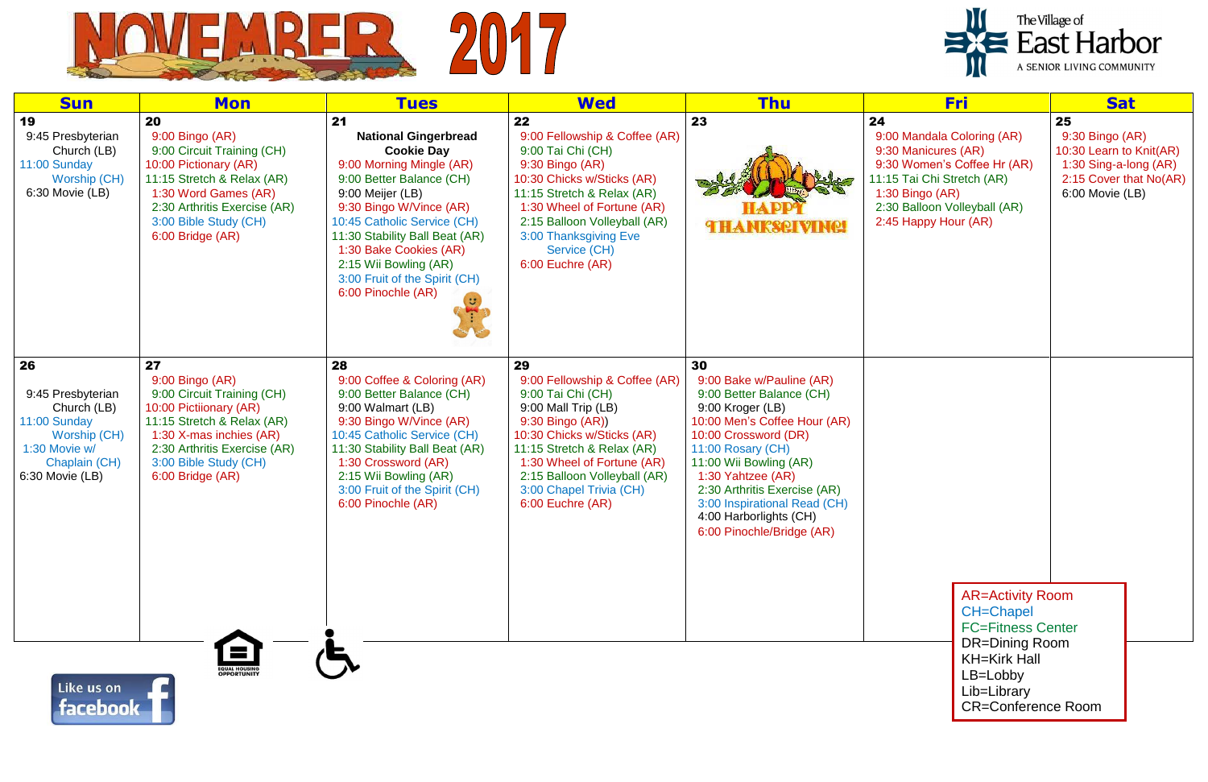# NOVEMBER 2017

The Village of East Harbor
A SENIOR LIVING COMMUNITY

| Sun | Mon | Tues | Wed | Thu | Fri | Sat |
|---|---|---|---|---|---|---|
| **19**<br>9:45 Presbyterian Church (LB)<br>11:00 Sunday Worship (CH)<br>6:30 Movie (LB) | **20**<br>9:00 Bingo (AR)<br>9:00 Circuit Training (CH)<br>10:00 Pictionary (AR)<br>11:15 Stretch & Relax (AR)<br>1:30 Word Games (AR)<br>2:30 Arthritis Exercise (AR)<br>3:00 Bible Study (CH)<br>6:00 Bridge (AR) | **21**<br>**National Gingerbread Cookie Day**<br>9:00 Morning Mingle (AR)<br>9:00 Better Balance (CH)<br>9:00 Meijer (LB)<br>9:30 Bingo W/Vince (AR)<br>10:45 Catholic Service (CH)<br>11:30 Stability Ball Beat (AR)<br>1:30 Bake Cookies (AR)<br>2:15 Wii Bowling (AR)<br>3:00 Fruit of the Spirit (CH)<br>6:00 Pinochle (AR) | **22**<br>9:00 Fellowship & Coffee (AR)<br>9:00 Tai Chi (CH)<br>9:30 Bingo (AR)<br>10:30 Chicks w/Sticks (AR)<br>11:15 Stretch & Relax (AR)<br>1:30 Wheel of Fortune (AR)<br>2:15 Balloon Volleyball (AR)<br>3:00 Thanksgiving Eve Service (CH)<br>6:00 Euchre (AR) | **23**<br>HAPPY THANKSGIVING! | **24**<br>9:00 Mandala Coloring (AR)<br>9:30 Manicures (AR)<br>9:30 Women's Coffee Hr (AR)<br>11:15 Tai Chi Stretch (AR)<br>1:30 Bingo (AR)<br>2:30 Balloon Volleyball (AR)<br>2:45 Happy Hour (AR) | **25**<br>9:30 Bingo (AR)<br>10:30 Learn to Knit(AR)<br>1:30 Sing-a-long (AR)<br>2:15 Cover that No(AR)<br>6:00 Movie (LB) |
| **26**<br>9:45 Presbyterian Church (LB)<br>11:00 Sunday Worship (CH)<br>1:30 Movie w/ Chaplain (CH)<br>6:30 Movie (LB) | **27**<br>9:00 Bingo (AR)<br>9:00 Circuit Training (CH)<br>10:00 Pictiionary (AR)<br>11:15 Stretch & Relax (AR)<br>1:30 X-mas inchies (AR)<br>2:30 Arthritis Exercise (AR)<br>3:00 Bible Study (CH)<br>6:00 Bridge (AR) | **28**<br>9:00 Coffee & Coloring (AR)<br>9:00 Better Balance (CH)<br>9:00 Walmart (LB)<br>9:30 Bingo W/Vince (AR)<br>10:45 Catholic Service (CH)<br>11:30 Stability Ball Beat (AR)<br>1:30 Crossword (AR)<br>2:15 Wii Bowling (AR)<br>3:00 Fruit of the Spirit (CH)<br>6:00 Pinochle (AR) | **29**<br>9:00 Fellowship & Coffee (AR)<br>9:00 Tai Chi (CH)<br>9:00 Mall Trip (LB)<br>9:30 Bingo (AR))<br>10:30 Chicks w/Sticks (AR)<br>11:15 Stretch & Relax (AR)<br>1:30 Wheel of Fortune (AR)<br>2:15 Balloon Volleyball (AR)<br>3:00 Chapel Trivia (CH)<br>6:00 Euchre (AR) | **30**<br>9:00 Bake w/Pauline (AR)<br>9:00 Better Balance (CH)<br>9:00 Kroger (LB)<br>10:00 Men's Coffee Hour (AR)<br>10:00 Crossword (DR)<br>11:00 Rosary (CH)<br>11:00 Wii Bowling (AR)<br>1:30 Yahtzee (AR)<br>2:30 Arthritis Exercise (AR)<br>3:00 Inspirational Read (CH)<br>4:00 Harborlights (CH)<br>6:00 Pinochle/Bridge (AR) | | |

AR=Activity Room
CH=Chapel
FC=Fitness Center
DR=Dining Room
KH=Kirk Hall
LB=Lobby
Lib=Library
CR=Conference Room

EQUAL HOUSING OPPORTUNITY

Like us on facebook